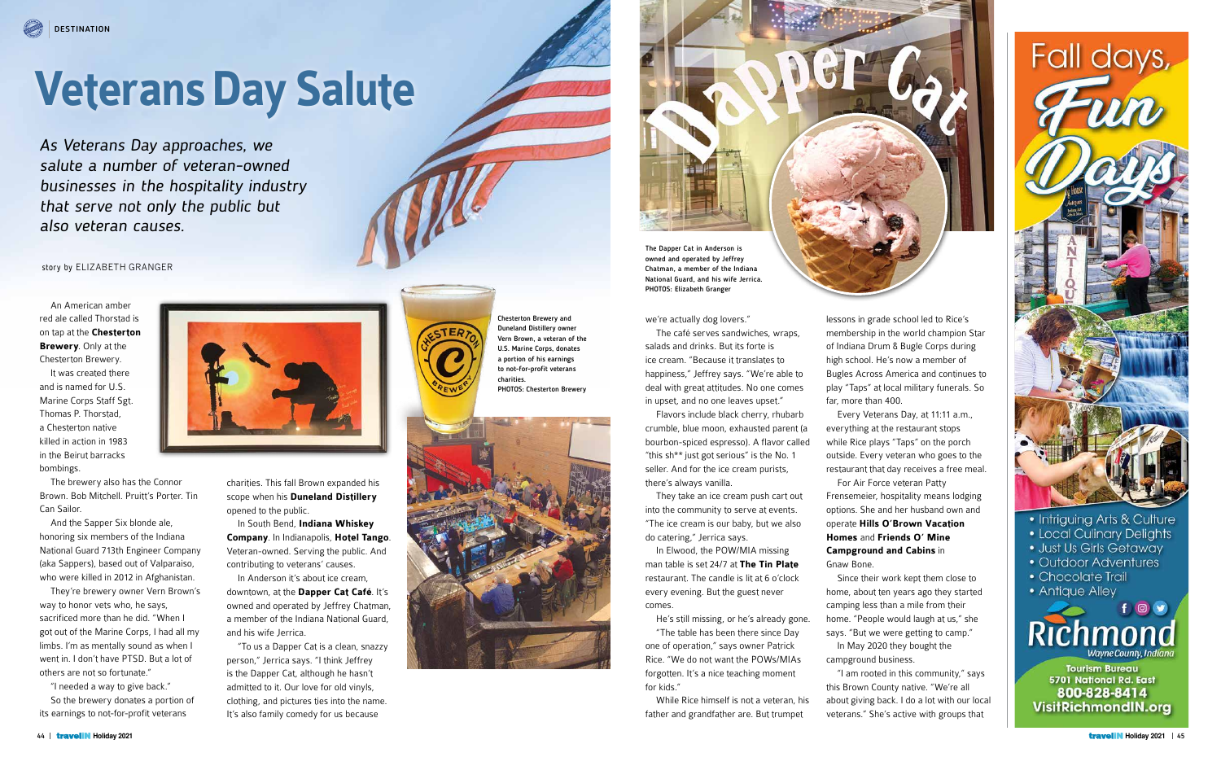DESTINATION

# Veterans Day Salute

*As Veterans Day approaches, we salute a number of veteran-owned businesses in the hospitality industry that serve not only the public but also veteran causes.*

story by ELIZABETH GRANGER

An American amber red ale called Thorstad is on tap at the **Chesterton Brewery**. Only at the Chesterton Brewery.

It was created there and is named for U.S. Marine Corps Staff Sgt. Thomas P. Thorstad, a Chesterton native killed in action in 1983 in the Beirut barracks bombings.

The brewery also has the Connor Brown. Bob Mitchell. Pruitt's Porter. Tin Can Sailor.

And the Sapper Six blonde ale, honoring six members of the Indiana National Guard 713th Engineer Company (aka Sappers), based out of Valparaiso, who were killed in 2012 in Afghanistan.

They're brewery owner Vern Brown's way to honor vets who, he says, sacrificed more than he did. "When I got out of the Marine Corps, I had all my limbs. I'm as mentally sound as when I went in. I don't have PTSD. But a lot of others are not so fortunate."

"I needed a way to give back."

So the brewery donates a portion of its earnings to not-for-profit veterans charities. This fall Brown expanded his scope when his **Duneland Distillery** opened to the public.

In South Bend, **Indiana Whiskey Company**. In Indianapolis, **Hotel Tango**. Veteran-owned. Serving the public. And contributing to veterans' causes.

In Anderson it's about ice cream, downtown, at the **Dapper Cat Café**. It's owned and operated by Jeffrey Chatman, a member of the Indiana National Guard, and his wife Jerrica.

"To us a Dapper Cat is a clean, snazzy person," Jerrica says. "I think Jeffrey is the Dapper Cat, although he hasn't admitted to it. Our love for old vinyls, clothing, and pictures ties into the name. It's also family comedy for us because we're actually dog lovers."

Chesterton Brewery and Duneland Distillery owner Vern Brown, a veteran of the U.S. Marine Corps, donates a portion of his earnings to not-for-profit veterans charities. PHOTOS: Chesterton Brewery

The Dapper Cat in Anderson is owned and operated by Jeffrey Chatman, a member of the Indiana National Guard, and his wife Jerrica. PHOTOS: Elizabeth Granger

The café serves sandwiches, wraps, salads and drinks. But its forte is ice cream. "Because it translates to happiness," Jeffrey says. "We're able to deal with great attitudes. No one comes in upset, and no one leaves upset."

Flavors include black cherry, rhubarb crumble, blue moon, exhausted parent (a bourbon-spiced espresso). A flavor called "this sh** just got serious" is the No. 1 seller. And for the ice cream purists, there's always vanilla.

They take an ice cream push cart out into the community to serve at events. "The ice cream is our baby, but we also do catering," Jerrica says.

In Elwood, the POW/MIA missing man table is set 24/7 at **The Tin Plate** restaurant. The candle is lit at 6 o'clock every evening. But the guest never comes.

He's still missing, or he's already gone.

"The table has been there since Day one of operation," says owner Patrick Rice. "We do not want the POWs/MIAs forgotten. It's a nice teaching moment for kids."

While Rice himself is not a veteran, his father and grandfather are. But trumpet lessons in grade school led to Rice's membership in the world champion Star of Indiana Drum & Bugle Corps during high school. He's now a member of Bugles Across America and continues to play "Taps" at local military funerals. So far, more than 400.

Every Veterans Day, at 11:11 a.m., everything at the restaurant stops while Rice plays "Taps" on the porch outside. Every veteran who goes to the restaurant that day receives a free meal.

For Air Force veteran Patty Frensemeier, hospitality means lodging options. She and her husband own and operate **Hills O'Brown Vacation Homes** and **Friends O' Mine Campground and Cabins** in Gnaw Bone.

Since their work kept them close to home, about ten years ago they started camping less than a mile from their home. "People would laugh at us," she says. "But we were getting to camp."

In May 2020 they bought the campground business.

"I am rooted in this community," says this Brown County native. "We're all about giving back. I do a lot with our local veterans." She's active with groups that

Fall days, Fun Days

- Intriguing Arts & Culture
- Local Culinary Delights
- Just Us Girls Getaway
- Outdoor Adventures
- Chocolate Trail
- Antique Alley

Richmond Wayne County, Indiana

Tourism Bureau
5701 National Rd. East
800-828-8414
VisitRichmondIN.org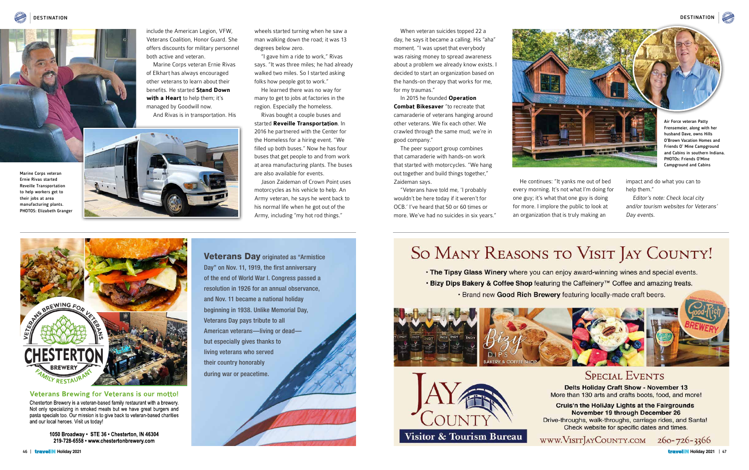include the American Legion, VFW, Veterans Coalition, Honor Guard. She offers discounts for military personnel both active and veteran.

Marine Corps veteran Ernie Rivas of Elkhart has always encouraged other veterans to learn about their benefits. He started **Stand Down with a Heart** to help them; it's managed by Goodwill now.

And Rivas is in transportation. His wheels started turning when he saw a man walking down the road; it was 13 degrees below zero.

"I gave him a ride to work," Rivas says. "It was three miles; he had already walked two miles. So I started asking folks how people got to work."

He learned there was no way for many to get to jobs at factories in the region. Especially the homeless.

Rivas bought a couple buses and started **Reveille Transportation**. In 2016 he partnered with the Center for the Homeless for a hiring event. "We filled up both buses." Now he has four buses that get people to and from work at area manufacturing plants. The buses are also available for events.

Jason Zaideman of Crown Point uses motorcycles as his vehicle to help. An Army veteran, he says he went back to his normal life when he got out of the Army, including "my hot rod things."

Marine Corps veteran Ernie Rivas started Reveille Transportation to help workers get to their jobs at area manufacturing plants. PHOTOS: Elizabeth Granger

When veteran suicides topped 22 a day, he says it became a calling. His "aha" moment. "I was upset that everybody was raising money to spread awareness about a problem we already know exists. I decided to start an organization based on the hands-on therapy that works for me, for my traumas."

In 2015 he founded **Operation Combat Bikesaver** "to recreate that camaraderie of veterans hanging around other veterans. We fix each other. We crawled through the same mud; we're in good company."

The peer support group combines that camaraderie with hands-on work that started with motorcycles. "We hang out together and build things together," Zaideman says.

"Veterans have told me, 'I probably wouldn't be here today if it weren't for OCB.' I've heard that 50 or 60 times or more. We've had no suicides in six years."

He continues: "It yanks me out of bed every morning. It's not what I'm doing for one guy; it's what that one guy is doing for more. I implore the public to look at an organization that is truly making an impact and do what you can to help them."

*Editor's note: Check local city and/or tourism websites for Veterans' Day events.*

Air Force veteran Patty Frensemeier, along with her husband Dave, owns Hills O'Brown Vacation Homes and Friends O' Mine Campground and Cabins in southern Indiana. PHOTOs: Friends O'Mine Campground and Cabins

**Veterans Day** originated as "Armistice Day" on Nov. 11, 1919, the first anniversary of the end of World War I. Congress passed a resolution in 1926 for an annual observance, and Nov. 11 became a national holiday beginning in 1938. Unlike Memorial Day, Veterans Day pays tribute to all American veterans—living or dead—but especially gives thanks to living veterans who served their country honorably during war or peacetime.

Brewing for Veterans · Chesterton Brewery · Family Restaurant

**Veterans Brewing for Veterans is our motto!**

Chesterton Brewery is a veteran-based family restaurant with a brewery. Not only specializing in smoked meats but we have great burgers and pasta specials too. Our mission is to give back to veteran-based charities and our local heroes. Visit us today!

**1050 Broadway • STE 36 • Chesterton, IN 46304**
**219-728-6558 • www.chestertonbrewery.com**

# So Many Reasons to Visit Jay County!

- **The Tipsy Glass Winery** where you can enjoy award-winning wines and special events.
- **Bizy Dips Bakery & Coffee Shop** featuring the Caffeinery™ Coffee and amazing treats.
- Brand new **Good Rich Brewery** featuring locally-made craft beers.

Jay County Visitor & Tourism Bureau

## Special Events

**Delts Holiday Craft Show - November 13**
More than 130 arts and crafts boots, food, and more!

**Cruis'n the HoliJay Lights at the Fairgrounds**
**November 19 through December 26**
Drive-throughs, walk-throughs, carriage rides, and Santa!
Check website for specific dates and times.

www.VisitJayCounty.com 260-726-3366